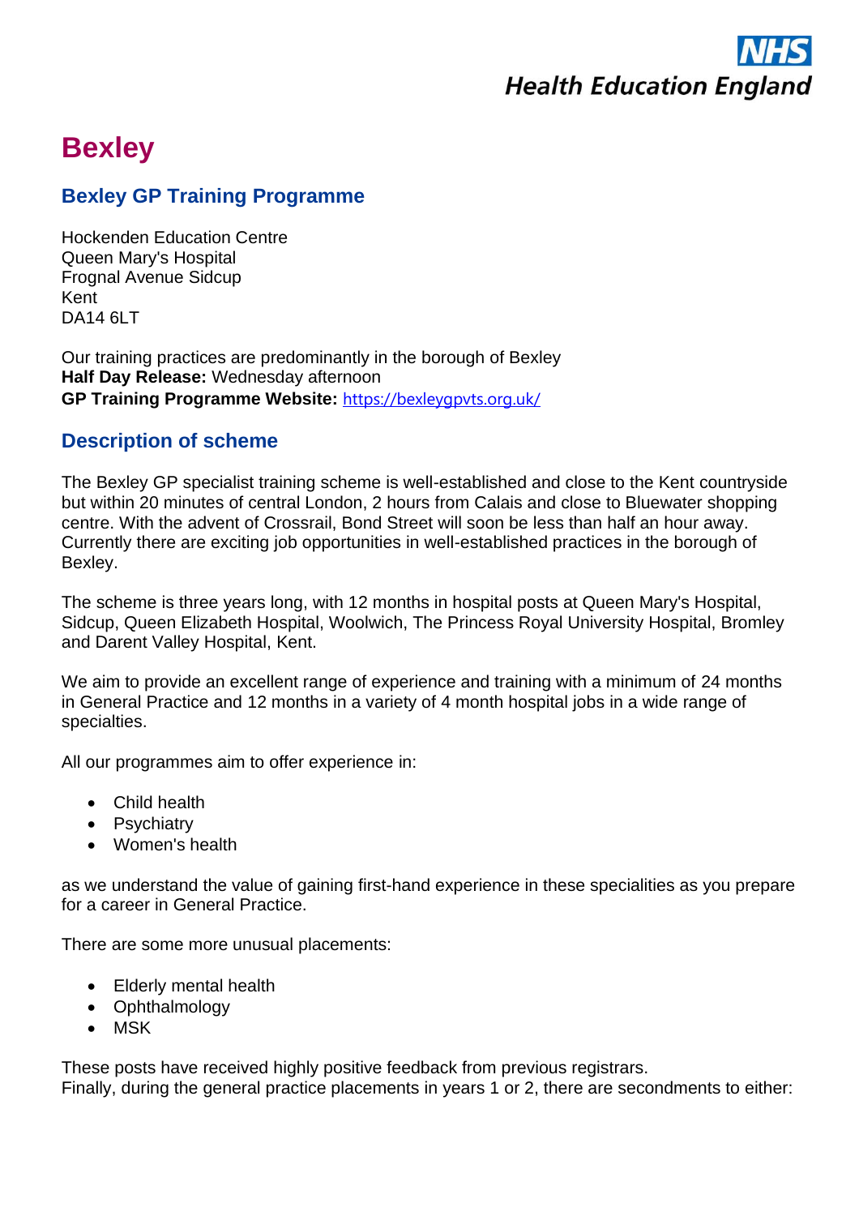# Bexley

## Bexley GP Training Programme

Hockenden Education Centre
Queen Mary's Hospital
Frognal Avenue Sidcup
Kent
DA14 6LT

Our training practices are predominantly in the borough of Bexley
**Half Day Release:** Wednesday afternoon
**GP Training Programme Website:** https://bexleygpvts.org.uk/

## Description of scheme

The Bexley GP specialist training scheme is well-established and close to the Kent countryside but within 20 minutes of central London, 2 hours from Calais and close to Bluewater shopping centre. With the advent of Crossrail, Bond Street will soon be less than half an hour away. Currently there are exciting job opportunities in well-established practices in the borough of Bexley.

The scheme is three years long, with 12 months in hospital posts at Queen Mary's Hospital, Sidcup, Queen Elizabeth Hospital, Woolwich, The Princess Royal University Hospital, Bromley and Darent Valley Hospital, Kent.

We aim to provide an excellent range of experience and training with a minimum of 24 months in General Practice and 12 months in a variety of 4 month hospital jobs in a wide range of specialties.

All our programmes aim to offer experience in:

- Child health
- Psychiatry
- Women's health

as we understand the value of gaining first-hand experience in these specialities as you prepare for a career in General Practice.

There are some more unusual placements:

- Elderly mental health
- Ophthalmology
- MSK

These posts have received highly positive feedback from previous registrars.
Finally, during the general practice placements in years 1 or 2, there are secondments to either: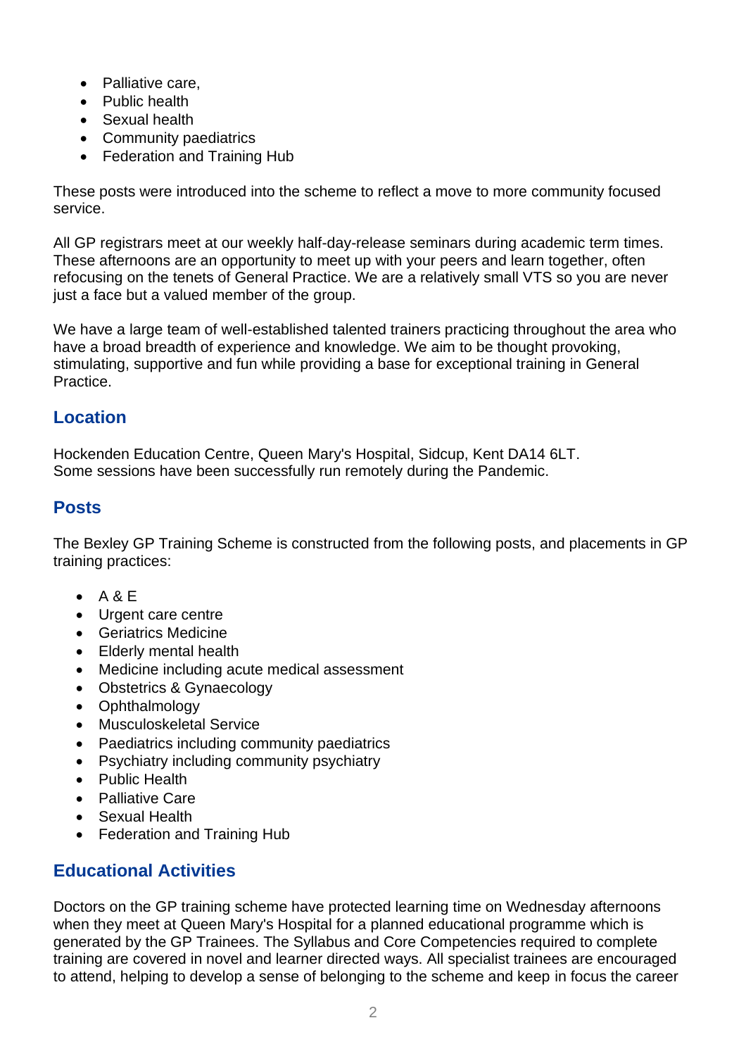- Palliative care,
- Public health
- Sexual health
- Community paediatrics
- Federation and Training Hub

These posts were introduced into the scheme to reflect a move to more community focused service.

All GP registrars meet at our weekly half-day-release seminars during academic term times. These afternoons are an opportunity to meet up with your peers and learn together, often refocusing on the tenets of General Practice. We are a relatively small VTS so you are never just a face but a valued member of the group.

We have a large team of well-established talented trainers practicing throughout the area who have a broad breadth of experience and knowledge. We aim to be thought provoking, stimulating, supportive and fun while providing a base for exceptional training in General Practice.

## Location

Hockenden Education Centre, Queen Mary's Hospital, Sidcup, Kent DA14 6LT.
Some sessions have been successfully run remotely during the Pandemic.

## Posts

The Bexley GP Training Scheme is constructed from the following posts, and placements in GP training practices:

- A & E
- Urgent care centre
- Geriatrics Medicine
- Elderly mental health
- Medicine including acute medical assessment
- Obstetrics & Gynaecology
- Ophthalmology
- Musculoskeletal Service
- Paediatrics including community paediatrics
- Psychiatry including community psychiatry
- Public Health
- Palliative Care
- Sexual Health
- Federation and Training Hub

## Educational Activities

Doctors on the GP training scheme have protected learning time on Wednesday afternoons when they meet at Queen Mary's Hospital for a planned educational programme which is generated by the GP Trainees. The Syllabus and Core Competencies required to complete training are covered in novel and learner directed ways. All specialist trainees are encouraged to attend, helping to develop a sense of belonging to the scheme and keep in focus the career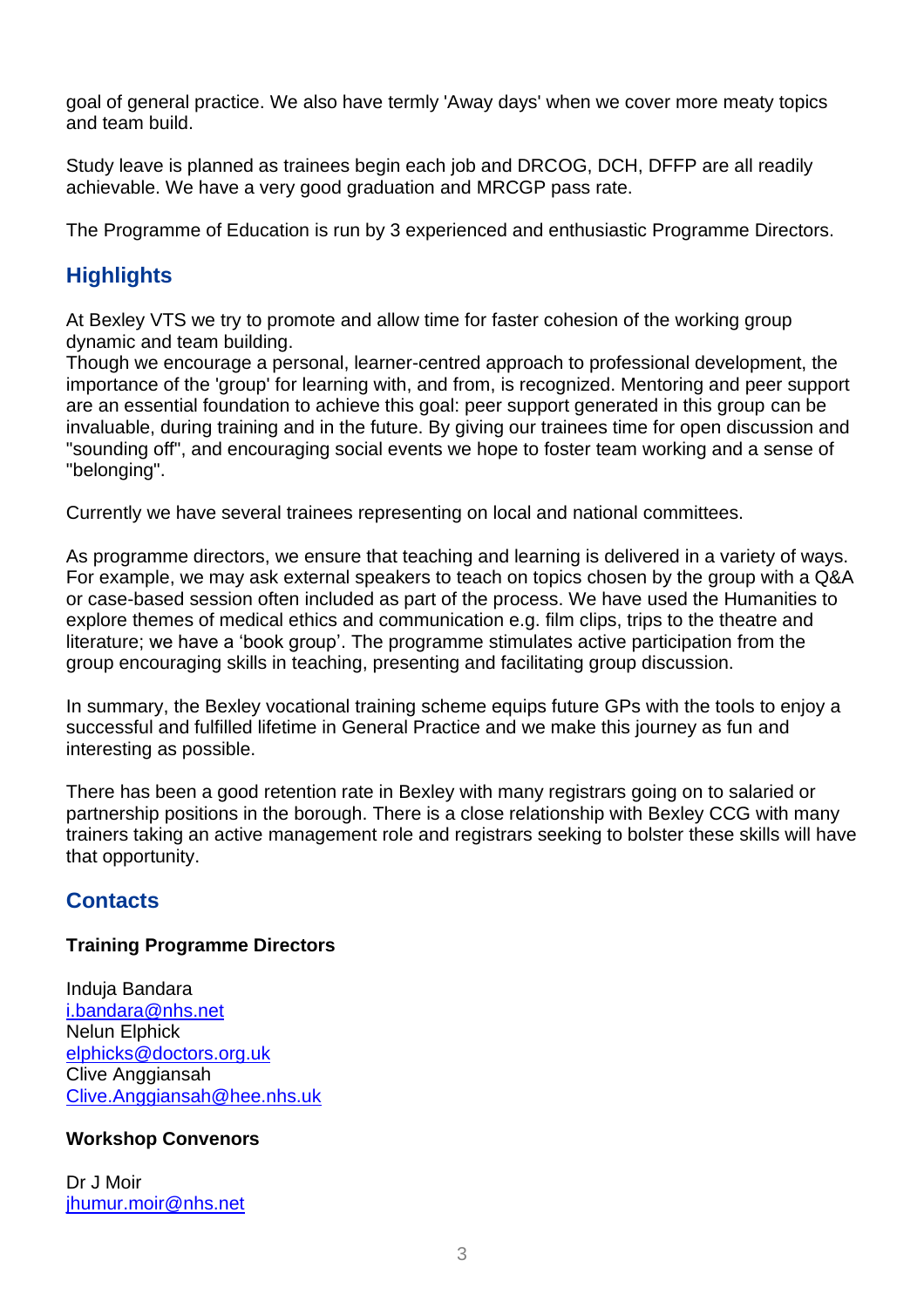goal of general practice. We also have termly 'Away days' when we cover more meaty topics and team build.

Study leave is planned as trainees begin each job and DRCOG, DCH, DFFP are all readily achievable. We have a very good graduation and MRCGP pass rate.

The Programme of Education is run by 3 experienced and enthusiastic Programme Directors.

## Highlights

At Bexley VTS we try to promote and allow time for faster cohesion of the working group dynamic and team building.
Though we encourage a personal, learner-centred approach to professional development, the importance of the 'group' for learning with, and from, is recognized. Mentoring and peer support are an essential foundation to achieve this goal: peer support generated in this group can be invaluable, during training and in the future. By giving our trainees time for open discussion and "sounding off", and encouraging social events we hope to foster team working and a sense of "belonging".

Currently we have several trainees representing on local and national committees.

As programme directors, we ensure that teaching and learning is delivered in a variety of ways. For example, we may ask external speakers to teach on topics chosen by the group with a Q&A or case-based session often included as part of the process. We have used the Humanities to explore themes of medical ethics and communication e.g. film clips, trips to the theatre and literature; we have a 'book group'. The programme stimulates active participation from the group encouraging skills in teaching, presenting and facilitating group discussion.

In summary, the Bexley vocational training scheme equips future GPs with the tools to enjoy a successful and fulfilled lifetime in General Practice and we make this journey as fun and interesting as possible.

There has been a good retention rate in Bexley with many registrars going on to salaried or partnership positions in the borough. There is a close relationship with Bexley CCG with many trainers taking an active management role and registrars seeking to bolster these skills will have that opportunity.

## Contacts

### Training Programme Directors

Induja Bandara
i.bandara@nhs.net
Nelun Elphick
elphicks@doctors.org.uk
Clive Anggiansah
Clive.Anggiansah@hee.nhs.uk

### Workshop Convenors

Dr J Moir
jhumur.moir@nhs.net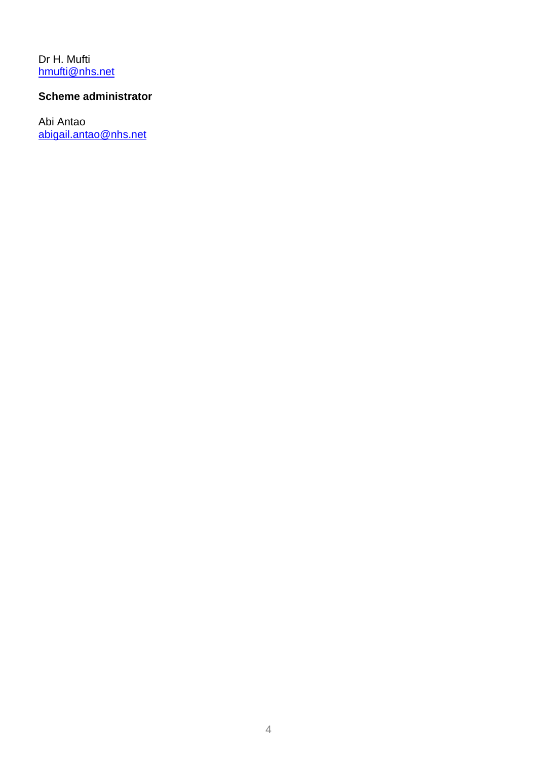Dr H. Mufti
hmufti@nhs.net

**Scheme administrator**

Abi Antao
abigail.antao@nhs.net